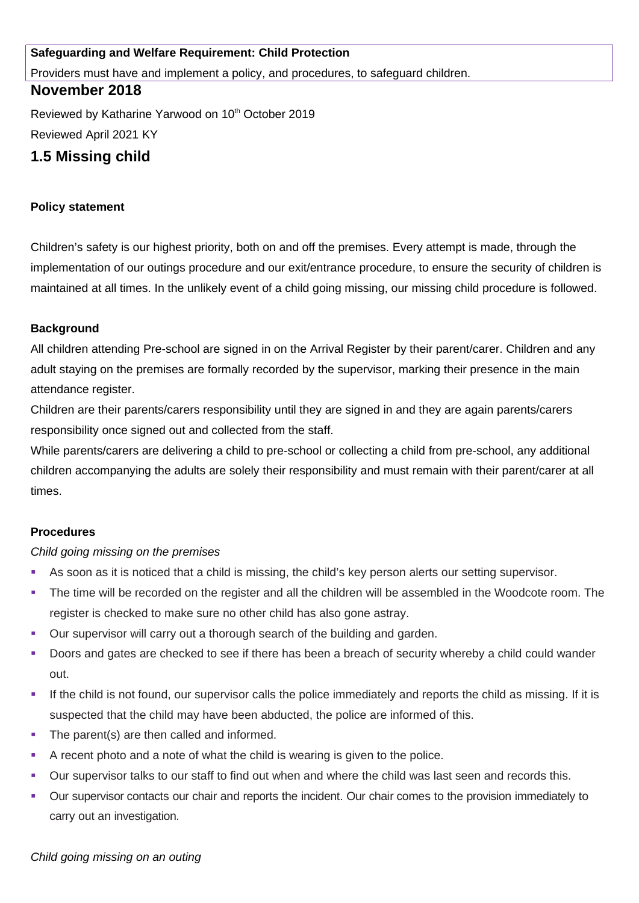**Safeguarding and Welfare Requirement: Child Protection**

Providers must have and implement a policy, and procedures, to safeguard children.

## November 2018

Reviewed by Katharine Yarwood on 10th October 2019

Reviewed April 2021 KY

# 1.5 Missing child

**Policy statement**

Children's safety is our highest priority, both on and off the premises. Every attempt is made, through the implementation of our outings procedure and our exit/entrance procedure, to ensure the security of children is maintained at all times. In the unlikely event of a child going missing, our missing child procedure is followed.

**Background**

All children attending Pre-school are signed in on the Arrival Register by their parent/carer. Children and any adult staying on the premises are formally recorded by the supervisor, marking their presence in the main attendance register.

Children are their parents/carers responsibility until they are signed in and they are again parents/carers responsibility once signed out and collected from the staff.

While parents/carers are delivering a child to pre-school or collecting a child from pre-school, any additional children accompanying the adults are solely their responsibility and must remain with their parent/carer at all times.

**Procedures**

*Child going missing on the premises*

- As soon as it is noticed that a child is missing, the child's key person alerts our setting supervisor.
- The time will be recorded on the register and all the children will be assembled in the Woodcote room. The register is checked to make sure no other child has also gone astray.
- Our supervisor will carry out a thorough search of the building and garden.
- Doors and gates are checked to see if there has been a breach of security whereby a child could wander out.
- If the child is not found, our supervisor calls the police immediately and reports the child as missing. If it is suspected that the child may have been abducted, the police are informed of this.
- The parent(s) are then called and informed.
- A recent photo and a note of what the child is wearing is given to the police.
- Our supervisor talks to our staff to find out when and where the child was last seen and records this.
- Our supervisor contacts our chair and reports the incident. Our chair comes to the provision immediately to carry out an investigation.

*Child going missing on an outing*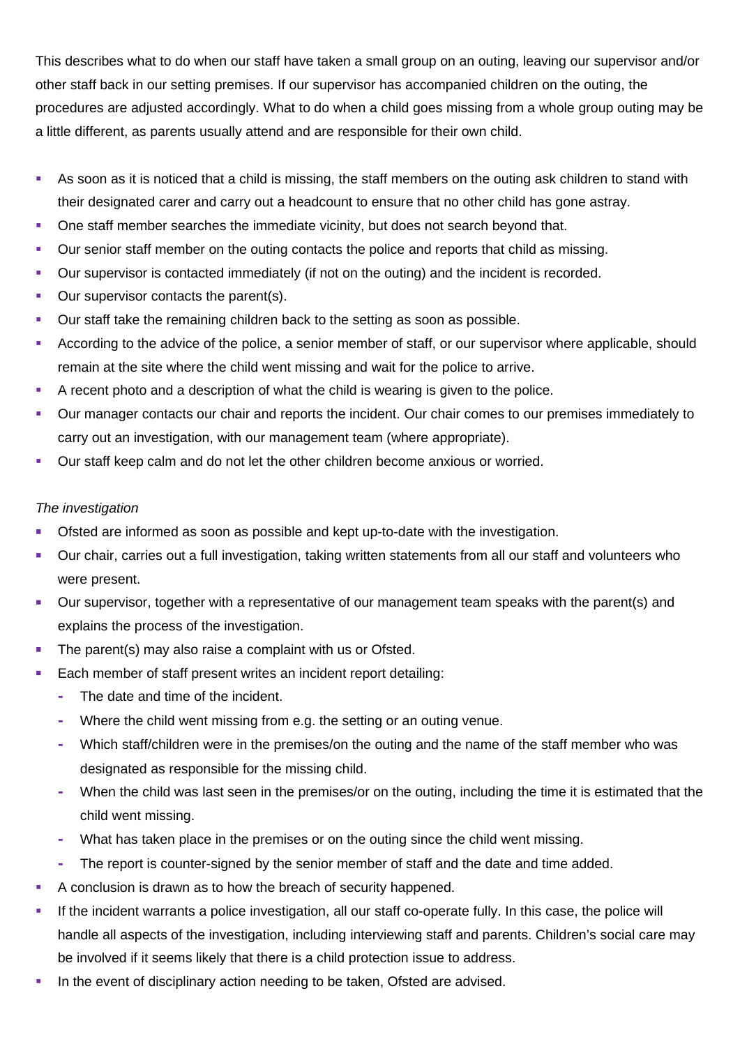This describes what to do when our staff have taken a small group on an outing, leaving our supervisor and/or other staff back in our setting premises. If our supervisor has accompanied children on the outing, the procedures are adjusted accordingly. What to do when a child goes missing from a whole group outing may be a little different, as parents usually attend and are responsible for their own child.

- As soon as it is noticed that a child is missing, the staff members on the outing ask children to stand with their designated carer and carry out a headcount to ensure that no other child has gone astray.
- One staff member searches the immediate vicinity, but does not search beyond that.
- Our senior staff member on the outing contacts the police and reports that child as missing.
- Our supervisor is contacted immediately (if not on the outing) and the incident is recorded.
- Our supervisor contacts the parent(s).
- Our staff take the remaining children back to the setting as soon as possible.
- According to the advice of the police, a senior member of staff, or our supervisor where applicable, should remain at the site where the child went missing and wait for the police to arrive.
- A recent photo and a description of what the child is wearing is given to the police.
- Our manager contacts our chair and reports the incident. Our chair comes to our premises immediately to carry out an investigation, with our management team (where appropriate).
- Our staff keep calm and do not let the other children become anxious or worried.

*The investigation*

- Ofsted are informed as soon as possible and kept up-to-date with the investigation.
- Our chair, carries out a full investigation, taking written statements from all our staff and volunteers who were present.
- Our supervisor, together with a representative of our management team speaks with the parent(s) and explains the process of the investigation.
- The parent(s) may also raise a complaint with us or Ofsted.
- Each member of staff present writes an incident report detailing:
  - The date and time of the incident.
  - Where the child went missing from e.g. the setting or an outing venue.
  - Which staff/children were in the premises/on the outing and the name of the staff member who was designated as responsible for the missing child.
  - When the child was last seen in the premises/or on the outing, including the time it is estimated that the child went missing.
  - What has taken place in the premises or on the outing since the child went missing.
  - The report is counter-signed by the senior member of staff and the date and time added.
- A conclusion is drawn as to how the breach of security happened.
- If the incident warrants a police investigation, all our staff co-operate fully. In this case, the police will handle all aspects of the investigation, including interviewing staff and parents. Children's social care may be involved if it seems likely that there is a child protection issue to address.
- In the event of disciplinary action needing to be taken, Ofsted are advised.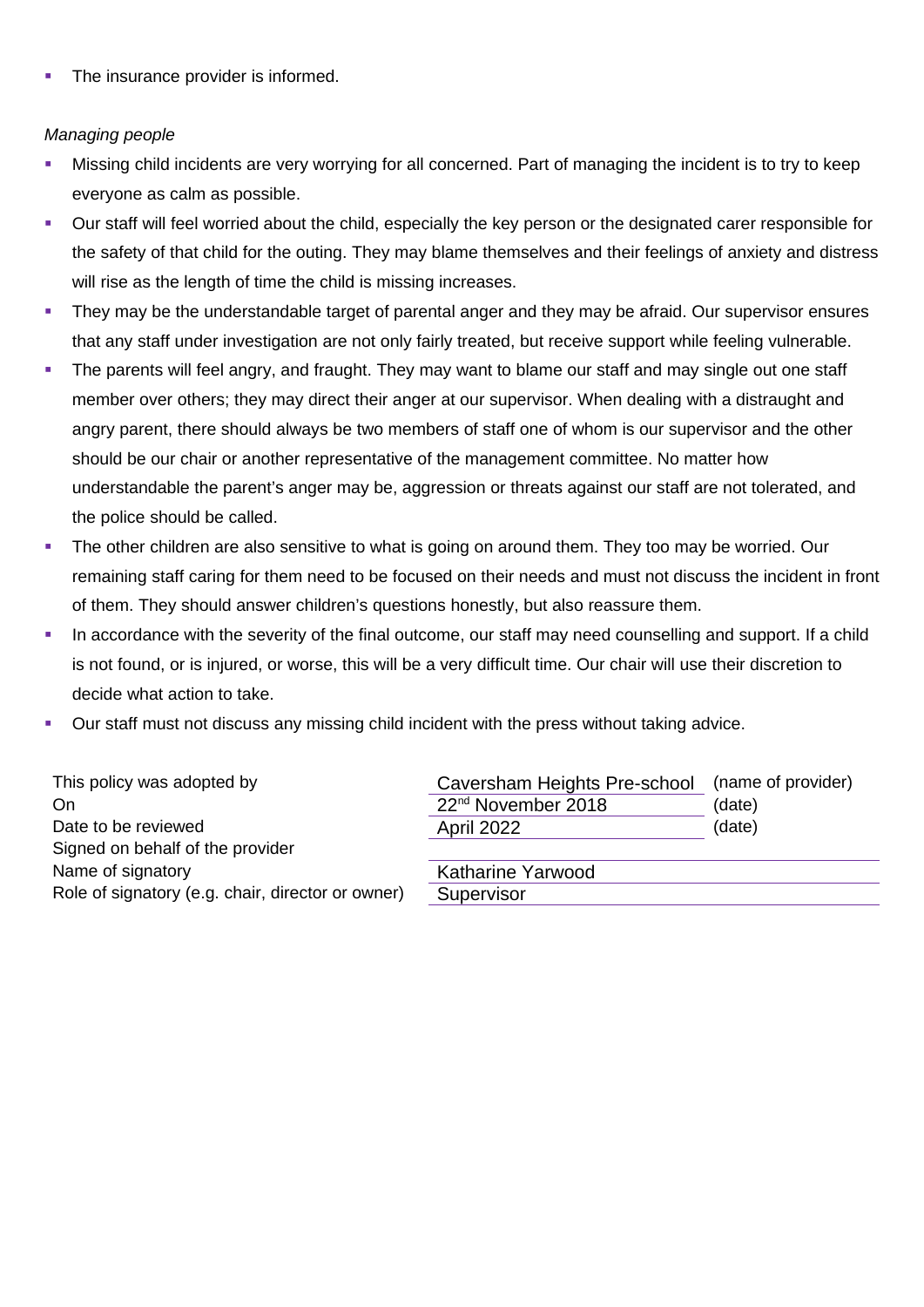- The insurance provider is informed.

*Managing people*

- Missing child incidents are very worrying for all concerned. Part of managing the incident is to try to keep everyone as calm as possible.
- Our staff will feel worried about the child, especially the key person or the designated carer responsible for the safety of that child for the outing. They may blame themselves and their feelings of anxiety and distress will rise as the length of time the child is missing increases.
- They may be the understandable target of parental anger and they may be afraid. Our supervisor ensures that any staff under investigation are not only fairly treated, but receive support while feeling vulnerable.
- The parents will feel angry, and fraught. They may want to blame our staff and may single out one staff member over others; they may direct their anger at our supervisor. When dealing with a distraught and angry parent, there should always be two members of staff one of whom is our supervisor and the other should be our chair or another representative of the management committee. No matter how understandable the parent's anger may be, aggression or threats against our staff are not tolerated, and the police should be called.
- The other children are also sensitive to what is going on around them. They too may be worried. Our remaining staff caring for them need to be focused on their needs and must not discuss the incident in front of them. They should answer children's questions honestly, but also reassure them.
- In accordance with the severity of the final outcome, our staff may need counselling and support. If a child is not found, or is injured, or worse, this will be a very difficult time. Our chair will use their discretion to decide what action to take.
- Our staff must not discuss any missing child incident with the press without taking advice.

| | | |
|---|---|---|
| This policy was adopted by | Caversham Heights Pre-school | (name of provider) |
| On | 22nd November 2018 | (date) |
| Date to be reviewed | April 2022 | (date) |
| Signed on behalf of the provider | | |
| Name of signatory | Katharine Yarwood | |
| Role of signatory (e.g. chair, director or owner) | Supervisor | |